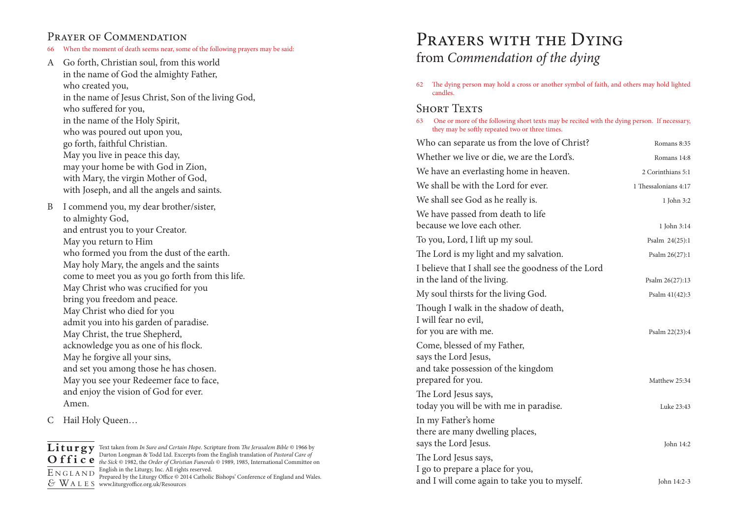# Prayers with the Dying

## from *Commendation of the dying*

62 The dying person may hold a cross or another symbol of faith, and others may hold lighted candles.

### Short Texts

63 One or more of the following short texts may be recited with the dying person. If necessary, they may be softly repeated two or three times.

| Text | Reference |
| --- | --- |
| Who can separate us from the love of Christ? | Romans 8:35 |
| Whether we live or die, we are the Lord's. | Romans 14:8 |
| We have an everlasting home in heaven. | 2 Corinthians 5:1 |
| We shall be with the Lord for ever. | 1 Thessalonians 4:17 |
| We shall see God as he really is. | 1 John 3:2 |
| We have passed from death to life<br>because we love each other. | 1 John 3:14 |
| To you, Lord, I lift up my soul. | Psalm 24(25):1 |
| The Lord is my light and my salvation. | Psalm 26(27):1 |
| I believe that I shall see the goodness of the Lord<br>in the land of the living. | Psalm 26(27):13 |
| My soul thirsts for the living God. | Psalm 41(42):3 |
| Though I walk in the shadow of death,<br>I will fear no evil,<br>for you are with me. | Psalm 22(23):4 |
| Come, blessed of my Father,<br>says the Lord Jesus,<br>and take possession of the kingdom<br>prepared for you. | Matthew 25:34 |
| The Lord Jesus says,<br>today you will be with me in paradise. | Luke 23:43 |
| In my Father's home<br>there are many dwelling places,<br>says the Lord Jesus. | John 14:2 |
| The Lord Jesus says,<br>I go to prepare a place for you,<br>and I will come again to take you to myself. | John 14:2-3 |

### Prayer of Commendation

66 When the moment of death seems near, some of the following prayers may be said:

A Go forth, Christian soul, from this world
in the name of God the almighty Father,
who created you,
in the name of Jesus Christ, Son of the living God,
who suffered for you,
in the name of the Holy Spirit,
who was poured out upon you,
go forth, faithful Christian.
May you live in peace this day,
may your home be with God in Zion,
with Mary, the virgin Mother of God,
with Joseph, and all the angels and saints.

B I commend you, my dear brother/sister,
to almighty God,
and entrust you to your Creator.
May you return to Him
who formed you from the dust of the earth.
May holy Mary, the angels and the saints
come to meet you as you go forth from this life.
May Christ who was crucified for you
bring you freedom and peace.
May Christ who died for you
admit you into his garden of paradise.
May Christ, the true Shepherd,
acknowledge you as one of his flock.
May he forgive all your sins,
and set you among those he has chosen.
May you see your Redeemer face to face,
and enjoy the vision of God for ever.
Amen.

C Hail Holy Queen…

**Liturgy Office** England & Wales

Text taken from *In Sure and Certain Hope*. Scripture from *The Jerusalem Bible* © 1966 by Darton Longman & Todd Ltd. Excerpts from the English translation of *Pastoral Care of the Sick* © 1982, the *Order of Christian Funerals* © 1989, 1985, International Committee on English in the Liturgy, Inc. All rights reserved.
Prepared by the Liturgy Office © 2014 Catholic Bishops' Conference of England and Wales.
www.liturgyoffice.org.uk/Resources